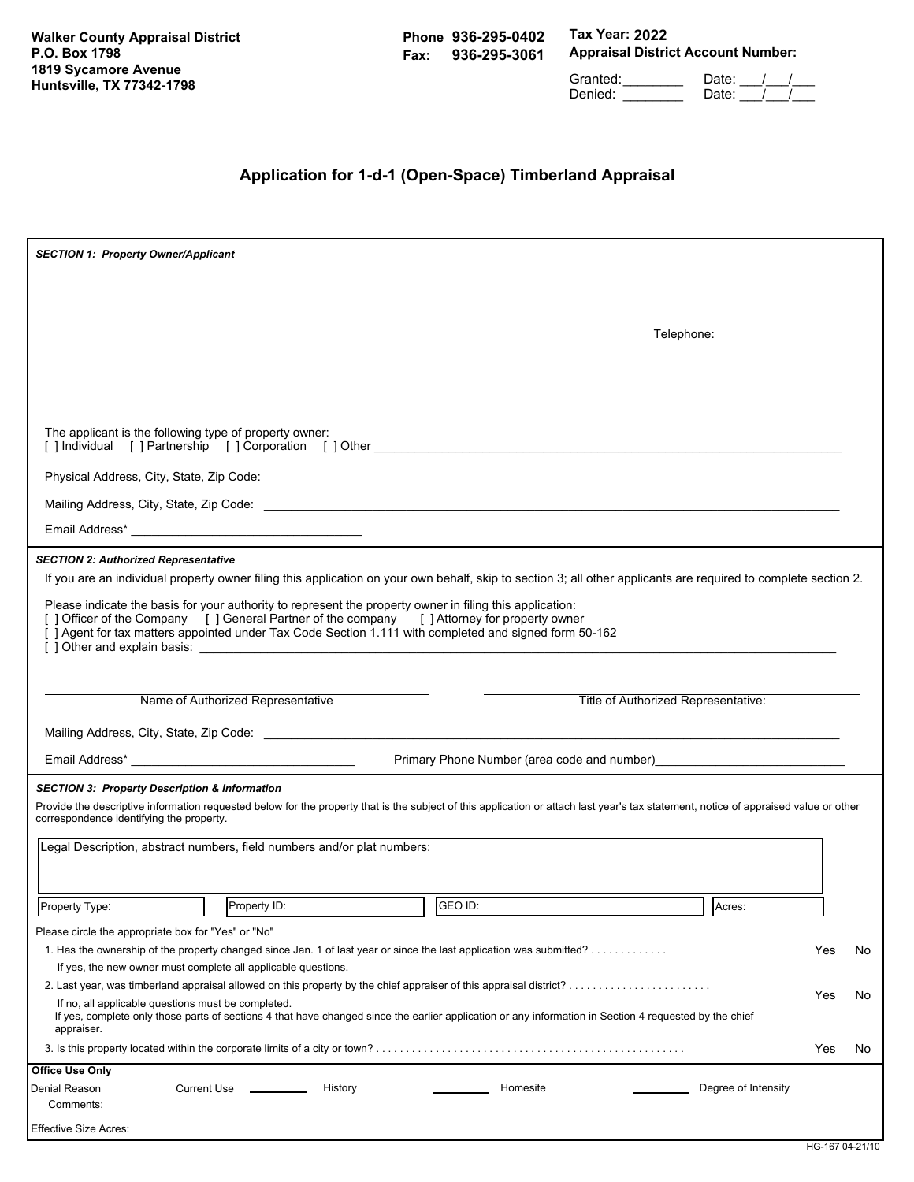**Walker County Appraisal District**
**P.O. Box 1798**
**1819 Sycamore Avenue**
**Huntsville, TX 77342-1798**

**Phone 936-295-0402**
**Fax: 936-295-3061**

**Tax Year: 2022**
**Appraisal District Account Number:**

Granted:________ Date: ___/___/___
Denied: ________ Date: ___/___/___

# Application for 1-d-1 (Open-Space) Timberland Appraisal

***SECTION 1: Property Owner/Applicant***

Telephone:

The applicant is the following type of property owner:
[ ] Individual [ ] Partnership [ ] Corporation [ ] Other ____________________

Physical Address, City, State, Zip Code: ____________________

Mailing Address, City, State, Zip Code: ____________________

Email Address* ____________________

***SECTION 2: Authorized Representative***

If you are an individual property owner filing this application on your own behalf, skip to section 3; all other applicants are required to complete section 2.

Please indicate the basis for your authority to represent the property owner in filing this application:
[ ] Officer of the Company [ ] General Partner of the company [ ] Attorney for property owner
[ ] Agent for tax matters appointed under Tax Code Section 1.111 with completed and signed form 50-162
[ ] Other and explain basis: ____________________

____________________ Name of Authorized Representative ____________________ Title of Authorized Representative:

Mailing Address, City, State, Zip Code: ____________________

Email Address* ____________________ Primary Phone Number (area code and number)____________________

***SECTION 3: Property Description & Information***

Provide the descriptive information requested below for the property that is the subject of this application or attach last year's tax statement, notice of appraised value or other correspondence identifying the property.

Legal Description, abstract numbers, field numbers and/or plat numbers:

| Property Type: | Property ID: | GEO ID: | Acres: |
|---|---|---|---|

Please circle the appropriate box for "Yes" or "No"

1. Has the ownership of the property changed since Jan. 1 of last year or since the last application was submitted? . . . . . . . . . . . . . Yes No
   If yes, the new owner must complete all applicable questions.
2. Last year, was timberland appraisal allowed on this property by the chief appraiser of this appraisal district? . . . . . . . . . . . . . . . . . . . . . . . . Yes No
   If no, all applicable questions must be completed.
   If yes, complete only those parts of sections 4 that have changed since the earlier application or any information in Section 4 requested by the chief appraiser.
3. Is this property located within the corporate limits of a city or town? . . . . . . . . . . . . . . . . . . . . . . . . . . . . . . . . . . . . . . . . . . . . . . . . . . . Yes No

**Office Use Only**

Denial Reason Current Use ________ History ________ Homesite ________ Degree of Intensity

Comments:

Effective Size Acres:

HG-167 04-21/10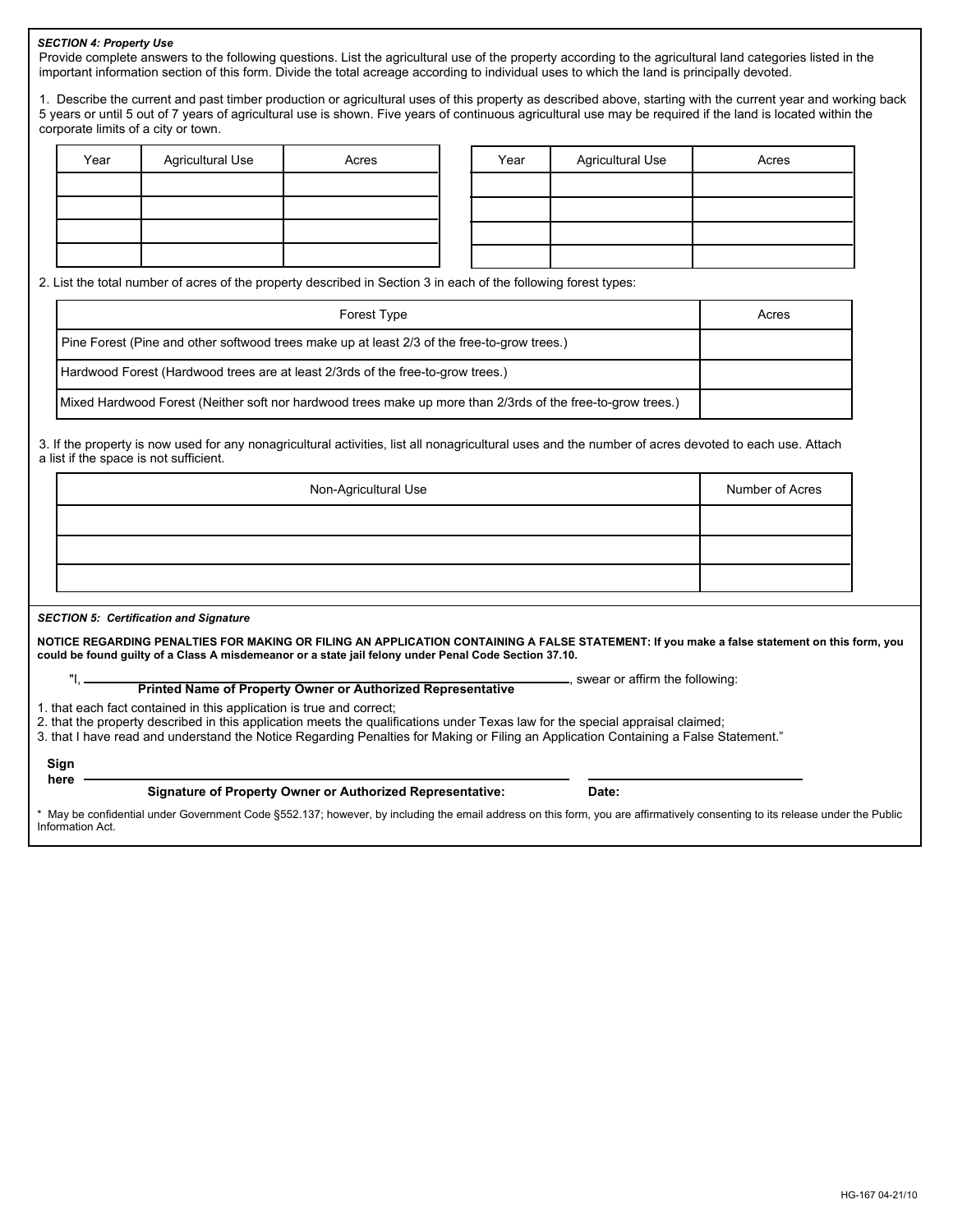***SECTION 4: Property Use***

Provide complete answers to the following questions. List the agricultural use of the property according to the agricultural land categories listed in the important information section of this form. Divide the total acreage according to individual uses to which the land is principally devoted.

1. Describe the current and past timber production or agricultural uses of this property as described above, starting with the current year and working back 5 years or until 5 out of 7 years of agricultural use is shown. Five years of continuous agricultural use may be required if the land is located within the corporate limits of a city or town.

| Year | Agricultural Use | Acres |
| --- | --- | --- |
| | | |
| | | |
| | | |
| | | |

| Year | Agricultural Use | Acres |
| --- | --- | --- |
| | | |
| | | |
| | | |
| | | |

2. List the total number of acres of the property described in Section 3 in each of the following forest types:

| Forest Type | Acres |
| --- | --- |
| Pine Forest (Pine and other softwood trees make up at least 2/3 of the free-to-grow trees.) | |
| Hardwood Forest (Hardwood trees are at least 2/3rds of the free-to-grow trees.) | |
| Mixed Hardwood Forest (Neither soft nor hardwood trees make up more than 2/3rds of the free-to-grow trees.) | |

3. If the property is now used for any nonagricultural activities, list all nonagricultural uses and the number of acres devoted to each use. Attach a list if the space is not sufficient.

| Non-Agricultural Use | Number of Acres |
| --- | --- |
| | |
| | |
| | |

***SECTION 5: Certification and Signature***

**NOTICE REGARDING PENALTIES FOR MAKING OR FILING AN APPLICATION CONTAINING A FALSE STATEMENT: If you make a false statement on this form, you could be found guilty of a Class A misdemeanor or a state jail felony under Penal Code Section 37.10.**

"I, ______________________________, swear or affirm the following:
**Printed Name of Property Owner or Authorized Representative**

1. that each fact contained in this application is true and correct;
2. that the property described in this application meets the qualifications under Texas law for the special appraisal claimed;
3. that I have read and understand the Notice Regarding Penalties for Making or Filing an Application Containing a False Statement."

**Sign here** ______________________________ ______________________
**Signature of Property Owner or Authorized Representative:** **Date:**

* May be confidential under Government Code §552.137; however, by including the email address on this form, you are affirmatively consenting to its release under the Public Information Act.

HG-167 04-21/10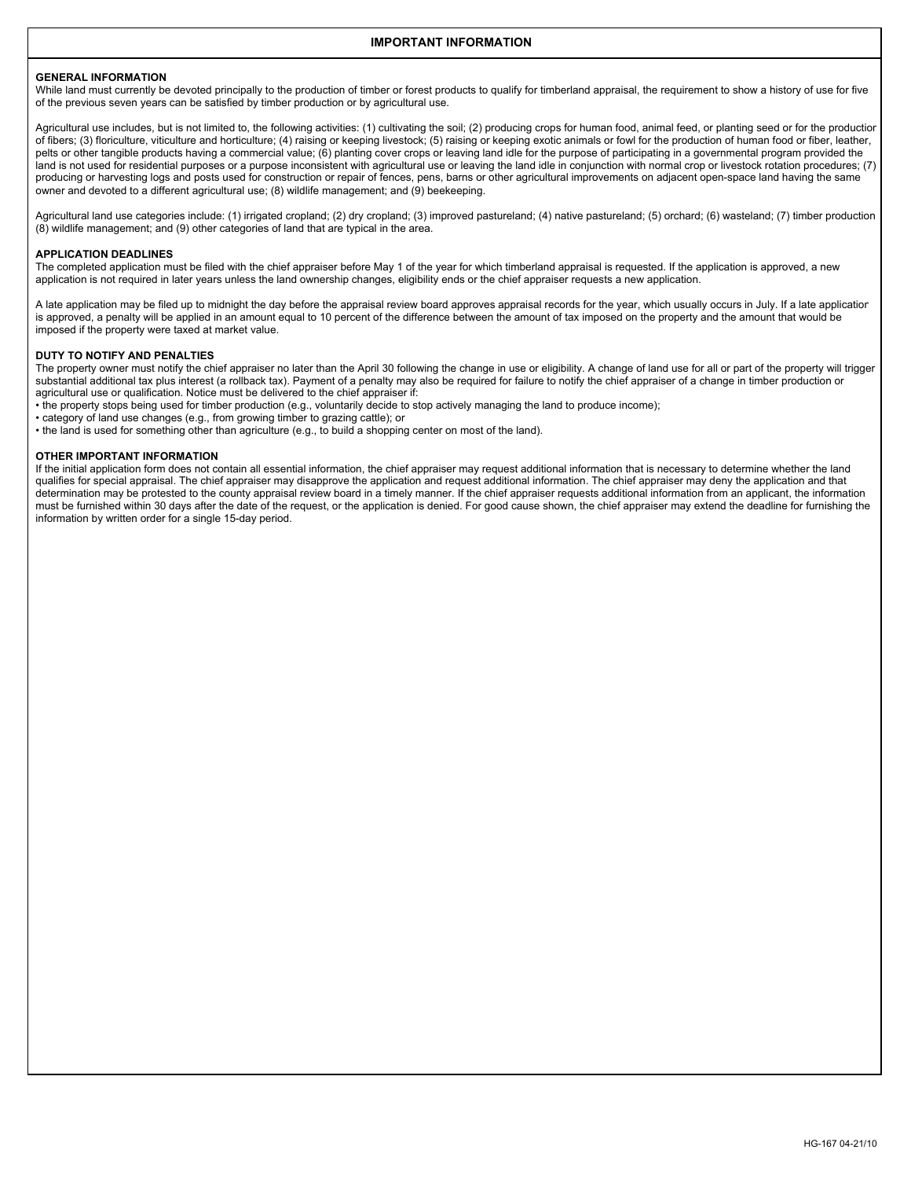## IMPORTANT INFORMATION

### GENERAL INFORMATION

While land must currently be devoted principally to the production of timber or forest products to qualify for timberland appraisal, the requirement to show a history of use for five of the previous seven years can be satisfied by timber production or by agricultural use.

Agricultural use includes, but is not limited to, the following activities: (1) cultivating the soil; (2) producing crops for human food, animal feed, or planting seed or for the production of fibers; (3) floriculture, viticulture and horticulture; (4) raising or keeping livestock; (5) raising or keeping exotic animals or fowl for the production of human food or fiber, leather, pelts or other tangible products having a commercial value; (6) planting cover crops or leaving land idle for the purpose of participating in a governmental program provided the land is not used for residential purposes or a purpose inconsistent with agricultural use or leaving the land idle in conjunction with normal crop or livestock rotation procedures; (7) producing or harvesting logs and posts used for construction or repair of fences, pens, barns or other agricultural improvements on adjacent open-space land having the same owner and devoted to a different agricultural use; (8) wildlife management; and (9) beekeeping.

Agricultural land use categories include: (1) irrigated cropland; (2) dry cropland; (3) improved pastureland; (4) native pastureland; (5) orchard; (6) wasteland; (7) timber production (8) wildlife management; and (9) other categories of land that are typical in the area.

### APPLICATION DEADLINES

The completed application must be filed with the chief appraiser before May 1 of the year for which timberland appraisal is requested. If the application is approved, a new application is not required in later years unless the land ownership changes, eligibility ends or the chief appraiser requests a new application.

A late application may be filed up to midnight the day before the appraisal review board approves appraisal records for the year, which usually occurs in July. If a late application is approved, a penalty will be applied in an amount equal to 10 percent of the difference between the amount of tax imposed on the property and the amount that would be imposed if the property were taxed at market value.

### DUTY TO NOTIFY AND PENALTIES

The property owner must notify the chief appraiser no later than the April 30 following the change in use or eligibility. A change of land use for all or part of the property will trigger substantial additional tax plus interest (a rollback tax). Payment of a penalty may also be required for failure to notify the chief appraiser of a change in timber production or agricultural use or qualification. Notice must be delivered to the chief appraiser if:

- the property stops being used for timber production (e.g., voluntarily decide to stop actively managing the land to produce income);
- category of land use changes (e.g., from growing timber to grazing cattle); or
- the land is used for something other than agriculture (e.g., to build a shopping center on most of the land).

### OTHER IMPORTANT INFORMATION

If the initial application form does not contain all essential information, the chief appraiser may request additional information that is necessary to determine whether the land qualifies for special appraisal. The chief appraiser may disapprove the application and request additional information. The chief appraiser may deny the application and that determination may be protested to the county appraisal review board in a timely manner. If the chief appraiser requests additional information from an applicant, the information must be furnished within 30 days after the date of the request, or the application is denied. For good cause shown, the chief appraiser may extend the deadline for furnishing the information by written order for a single 15-day period.

HG-167 04-21/10